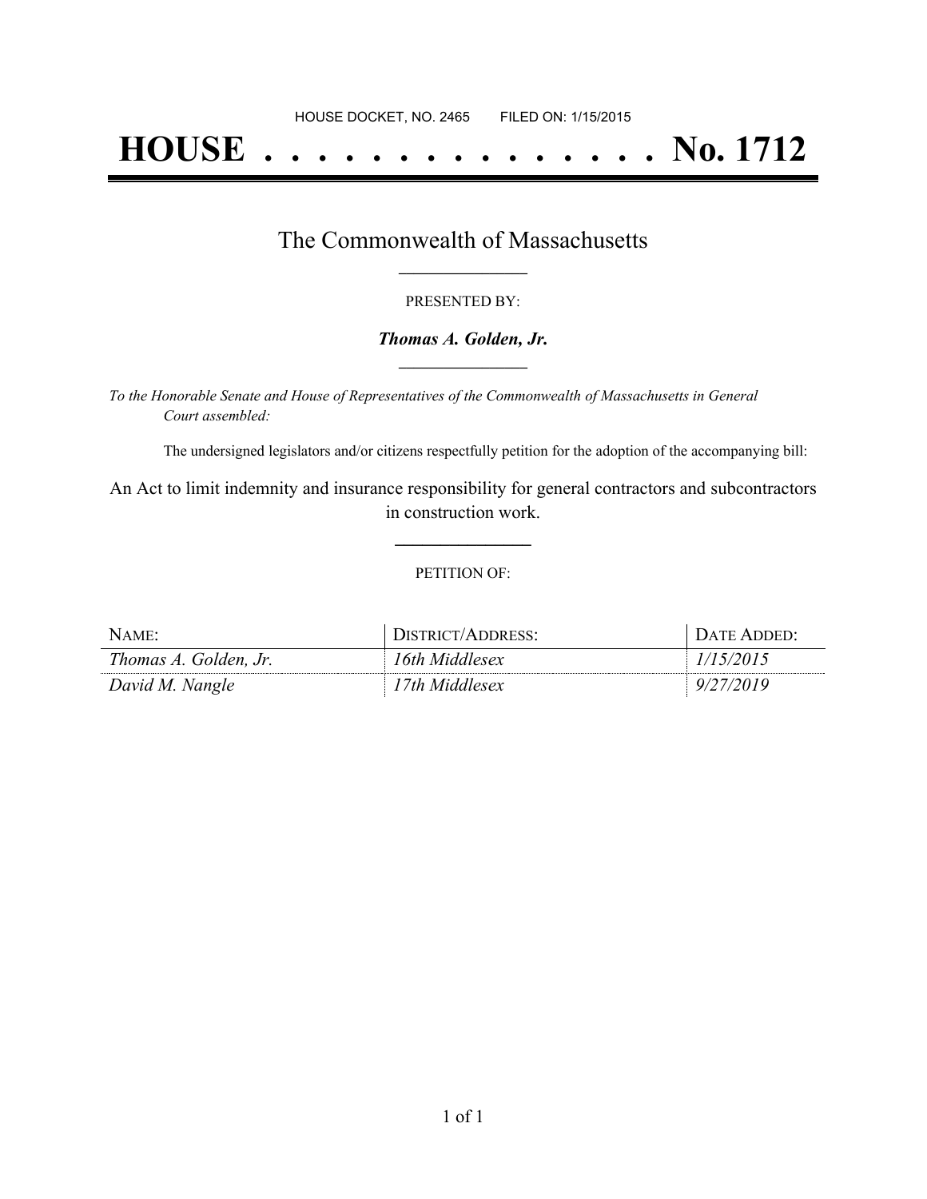HOUSE DOCKET, NO. 2465 FILED ON: 1/15/2015

# HOUSE . . . . . . . . . . . . . . . No. 1712

## The Commonwealth of Massachusetts

PRESENTED BY:

***Thomas A. Golden, Jr.***

*To the Honorable Senate and House of Representatives of the Commonwealth of Massachusetts in General Court assembled:*

The undersigned legislators and/or citizens respectfully petition for the adoption of the accompanying bill:

An Act to limit indemnity and insurance responsibility for general contractors and subcontractors in construction work.

PETITION OF:

| NAME: | DISTRICT/ADDRESS: | DATE ADDED: |
|---|---|---|
| *Thomas A. Golden, Jr.* | *16th Middlesex* | *1/15/2015* |
| *David M. Nangle* | *17th Middlesex* | *9/27/2019* |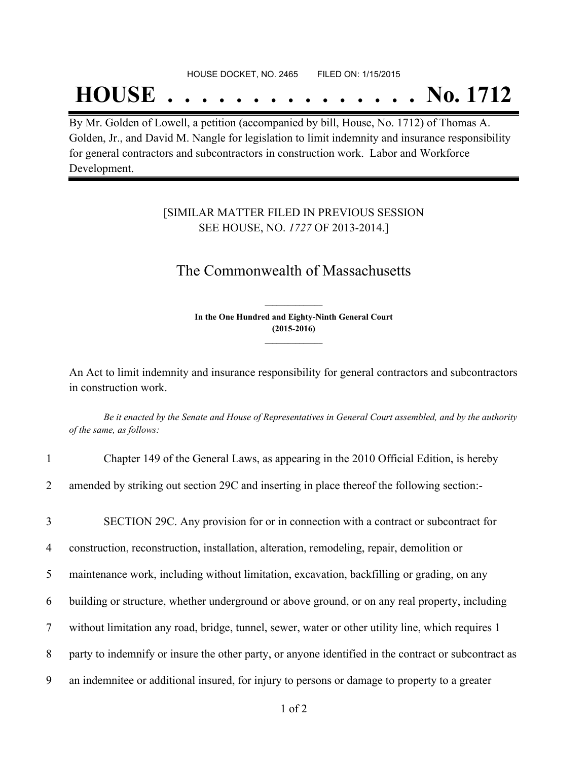HOUSE DOCKET, NO. 2465 FILED ON: 1/15/2015

# HOUSE . . . . . . . . . . . . . . . No. 1712

By Mr. Golden of Lowell, a petition (accompanied by bill, House, No. 1712) of Thomas A. Golden, Jr., and David M. Nangle for legislation to limit indemnity and insurance responsibility for general contractors and subcontractors in construction work. Labor and Workforce Development.

[SIMILAR MATTER FILED IN PREVIOUS SESSION SEE HOUSE, NO. *1727* OF 2013-2014.]

## The Commonwealth of Massachusetts

**In the One Hundred and Eighty-Ninth General Court (2015-2016)**

An Act to limit indemnity and insurance responsibility for general contractors and subcontractors in construction work.

*Be it enacted by the Senate and House of Representatives in General Court assembled, and by the authority of the same, as follows:*

1 Chapter 149 of the General Laws, as appearing in the 2010 Official Edition, is hereby
2 amended by striking out section 29C and inserting in place thereof the following section:-

3 SECTION 29C. Any provision for or in connection with a contract or subcontract for
4 construction, reconstruction, installation, alteration, remodeling, repair, demolition or
5 maintenance work, including without limitation, excavation, backfilling or grading, on any
6 building or structure, whether underground or above ground, or on any real property, including
7 without limitation any road, bridge, tunnel, sewer, water or other utility line, which requires 1
8 party to indemnify or insure the other party, or anyone identified in the contract or subcontract as
9 an indemnitee or additional insured, for injury to persons or damage to property to a greater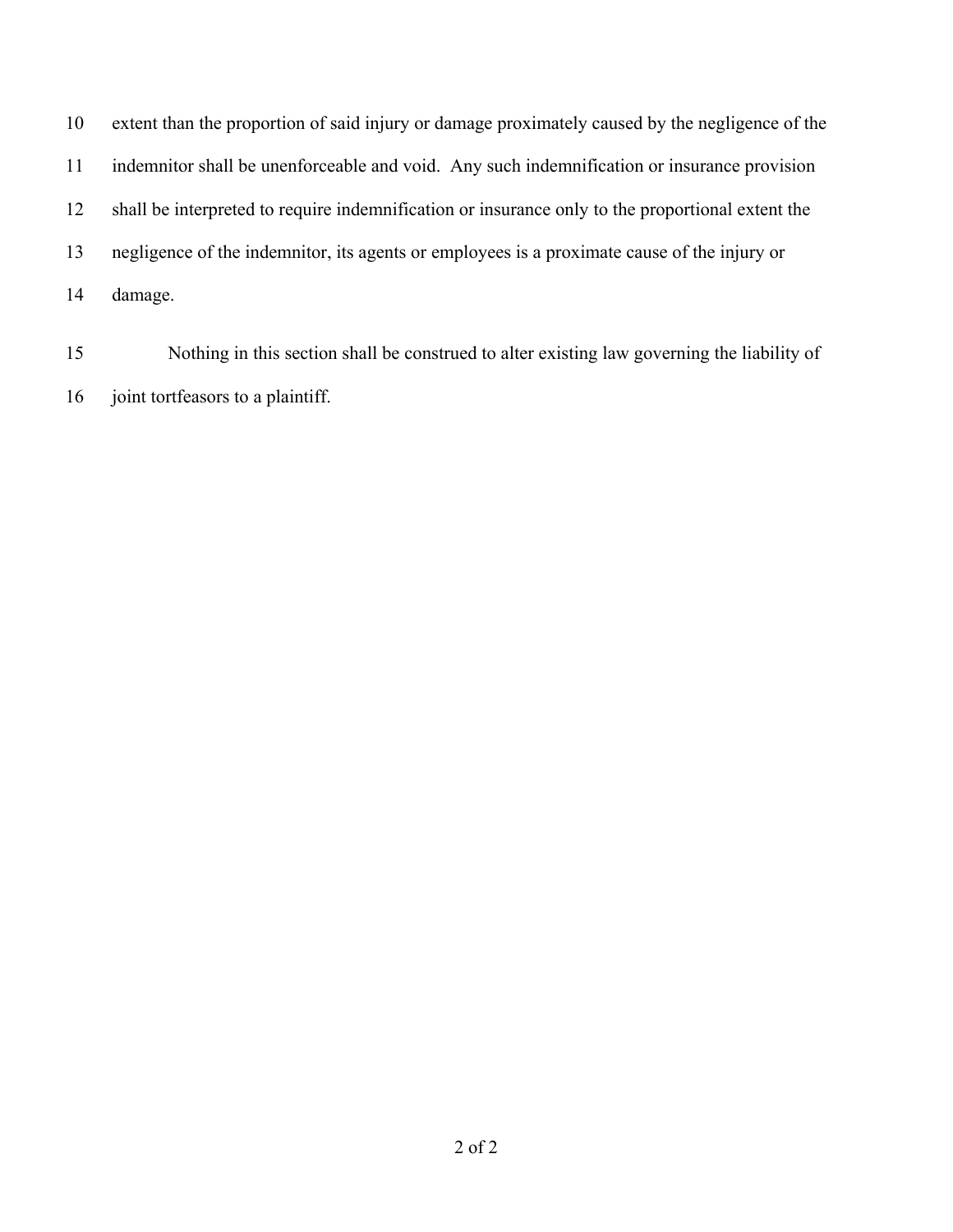extent than the proportion of said injury or damage proximately caused by the negligence of the indemnitor shall be unenforceable and void. Any such indemnification or insurance provision shall be interpreted to require indemnification or insurance only to the proportional extent the negligence of the indemnitor, its agents or employees is a proximate cause of the injury or damage.

Nothing in this section shall be construed to alter existing law governing the liability of joint tortfeasors to a plaintiff.